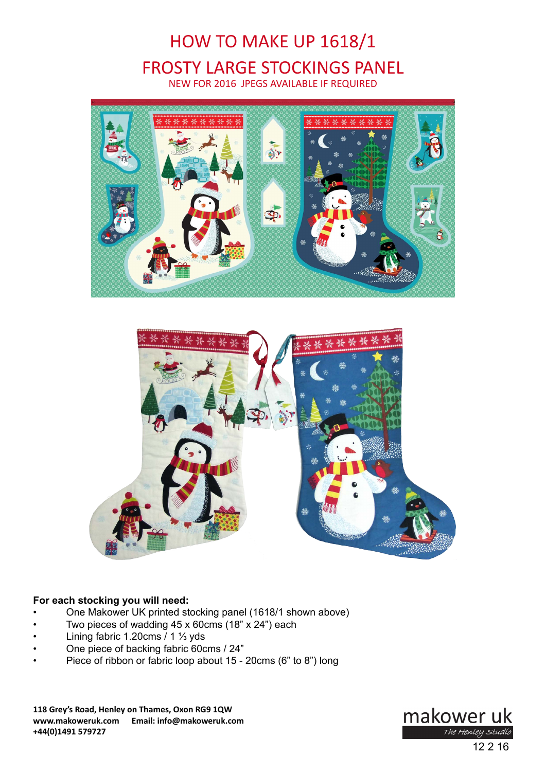# HOW TO MAKE UP 1618/1

# FROSTY LARGE STOCKINGS PANEL

NEW FOR 2016 JPEGS AVAILABLE IF REQUIRED

**For each stocking you will need:**

- One Makower UK printed stocking panel (1618/1 shown above)
- Two pieces of wadding 45 x 60cms (18" x 24") each
- Lining fabric 1.20cms / 1 ⅓ yds
- One piece of backing fabric 60cms / 24"
- Piece of ribbon or fabric loop about 15 - 20cms (6" to 8") long

**118 Grey's Road, Henley on Thames, Oxon RG9 1QW**
**www.makoweruk.com Email: info@makoweruk.com**
**+44(0)1491 579727**

makower uk
*The Henley Studio*

12 2 16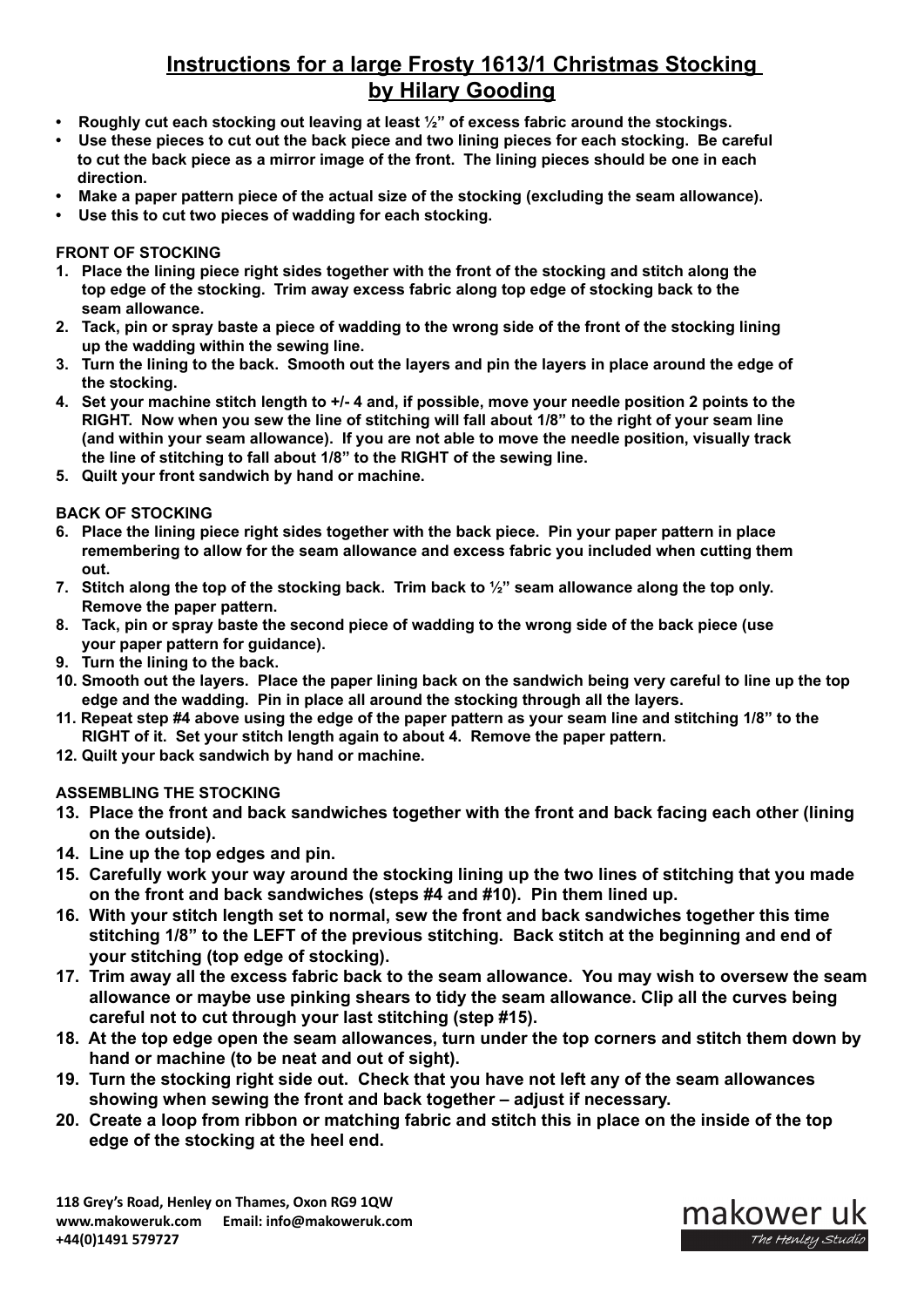# Instructions for a large Frosty 1613/1 Christmas Stocking by Hilary Gooding

- Roughly cut each stocking out leaving at least ½" of excess fabric around the stockings.
- Use these pieces to cut out the back piece and two lining pieces for each stocking. Be careful to cut the back piece as a mirror image of the front. The lining pieces should be one in each direction.
- Make a paper pattern piece of the actual size of the stocking (excluding the seam allowance).
- Use this to cut two pieces of wadding for each stocking.

## FRONT OF STOCKING

1. Place the lining piece right sides together with the front of the stocking and stitch along the top edge of the stocking. Trim away excess fabric along top edge of stocking back to the seam allowance.
2. Tack, pin or spray baste a piece of wadding to the wrong side of the front of the stocking lining up the wadding within the sewing line.
3. Turn the lining to the back. Smooth out the layers and pin the layers in place around the edge of the stocking.
4. Set your machine stitch length to +/- 4 and, if possible, move your needle position 2 points to the RIGHT. Now when you sew the line of stitching will fall about 1/8" to the right of your seam line (and within your seam allowance). If you are not able to move the needle position, visually track the line of stitching to fall about 1/8" to the RIGHT of the sewing line.
5. Quilt your front sandwich by hand or machine.

## BACK OF STOCKING

6. Place the lining piece right sides together with the back piece. Pin your paper pattern in place remembering to allow for the seam allowance and excess fabric you included when cutting them out.
7. Stitch along the top of the stocking back. Trim back to ½" seam allowance along the top only. Remove the paper pattern.
8. Tack, pin or spray baste the second piece of wadding to the wrong side of the back piece (use your paper pattern for guidance).
9. Turn the lining to the back.
10. Smooth out the layers. Place the paper lining back on the sandwich being very careful to line up the top edge and the wadding. Pin in place all around the stocking through all the layers.
11. Repeat step #4 above using the edge of the paper pattern as your seam line and stitching 1/8" to the RIGHT of it. Set your stitch length again to about 4. Remove the paper pattern.
12. Quilt your back sandwich by hand or machine.

## ASSEMBLING THE STOCKING

13. Place the front and back sandwiches together with the front and back facing each other (lining on the outside).
14. Line up the top edges and pin.
15. Carefully work your way around the stocking lining up the two lines of stitching that you made on the front and back sandwiches (steps #4 and #10). Pin them lined up.
16. With your stitch length set to normal, sew the front and back sandwiches together this time stitching 1/8" to the LEFT of the previous stitching. Back stitch at the beginning and end of your stitching (top edge of stocking).
17. Trim away all the excess fabric back to the seam allowance. You may wish to oversew the seam allowance or maybe use pinking shears to tidy the seam allowance. Clip all the curves being careful not to cut through your last stitching (step #15).
18. At the top edge open the seam allowances, turn under the top corners and stitch them down by hand or machine (to be neat and out of sight).
19. Turn the stocking right side out. Check that you have not left any of the seam allowances showing when sewing the front and back together – adjust if necessary.
20. Create a loop from ribbon or matching fabric and stitch this in place on the inside of the top edge of the stocking at the heel end.

118 Grey's Road, Henley on Thames, Oxon RG9 1QW
www.makoweruk.com Email: info@makoweruk.com
+44(0)1491 579727

makower uk
The Henley Studio